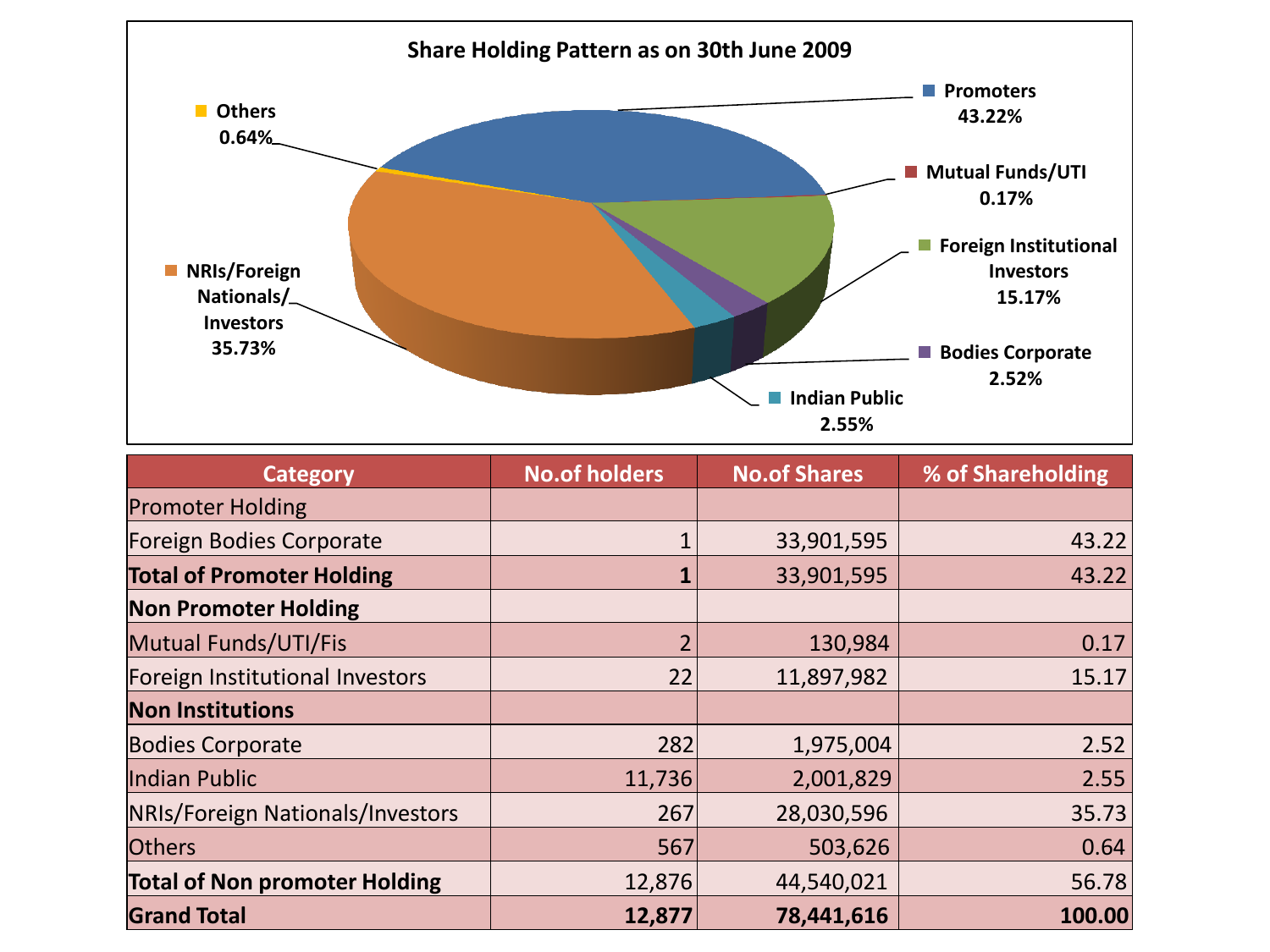## Share Holding Pattern as on 30th June 2009

- Promoters 43.22%
- Mutual Funds/UTI 0.17%
- Foreign Institutional Investors 15.17%
- Bodies Corporate 2.52%
- Indian Public 2.55%
- NRIs/Foreign Nationals/ Investors 35.73%
- Others 0.64%

| Category | No.of holders | No.of Shares | % of Shareholding |
|---|---|---|---|
| Promoter Holding | | | |
| Foreign Bodies Corporate | 1 | 33,901,595 | 43.22 |
| **Total of Promoter Holding** | **1** | 33,901,595 | 43.22 |
| **Non Promoter Holding** | | | |
| Mutual Funds/UTI/Fis | 2 | 130,984 | 0.17 |
| Foreign Institutional Investors | 22 | 11,897,982 | 15.17 |
| **Non Institutions** | | | |
| Bodies Corporate | 282 | 1,975,004 | 2.52 |
| Indian Public | 11,736 | 2,001,829 | 2.55 |
| NRIs/Foreign Nationals/Investors | 267 | 28,030,596 | 35.73 |
| Others | 567 | 503,626 | 0.64 |
| **Total of Non promoter Holding** | 12,876 | 44,540,021 | 56.78 |
| **Grand Total** | **12,877** | **78,441,616** | **100.00** |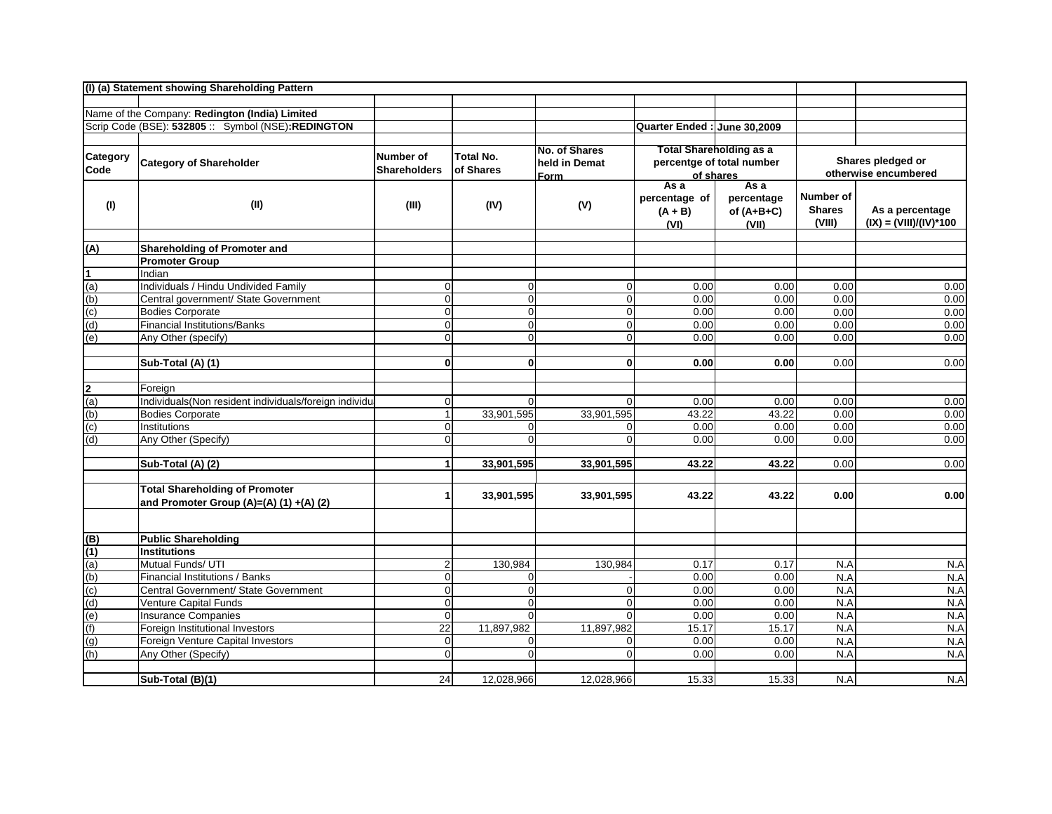**(I) (a) Statement showing Shareholding Pattern**

Name of the Company: **Redington (India) Limited**

Scrip Code (BSE): **532805** :: Symbol (NSE)**:REDINGTON**

Quarter Ended : **June 30,2009**

| Category Code | Category of Shareholder | Number of Shareholders | Total No. of Shares | No. of Shares held in Demat Form | Total Shareholding as a percentge of total number of shares | | Shares pledged or otherwise encumbered | |
|---|---|---|---|---|---|---|---|---|
| | | | | | As a percentage of (A + B) | As a percentage of (A+B+C) | Number of Shares | As a percentage |
| (I) | (II) | (III) | (IV) | (V) | (VI) | (VII) | (VIII) | (IX) = (VIII)/(IV)*100 |
| **(A)** | **Shareholding of Promoter and Promoter Group** | | | | | | | |
| **1** | Indian | | | | | | | |
| (a) | Individuals / Hindu Undivided Family | 0 | 0 | 0 | 0.00 | 0.00 | 0.00 | 0.00 |
| (b) | Central government/ State Government | 0 | 0 | 0 | 0.00 | 0.00 | 0.00 | 0.00 |
| (c) | Bodies Corporate | 0 | 0 | 0 | 0.00 | 0.00 | 0.00 | 0.00 |
| (d) | Financial Institutions/Banks | 0 | 0 | 0 | 0.00 | 0.00 | 0.00 | 0.00 |
| (e) | Any Other (specify) | 0 | 0 | 0 | 0.00 | 0.00 | 0.00 | 0.00 |
| | **Sub-Total (A) (1)** | **0** | **0** | **0** | **0.00** | **0.00** | 0.00 | 0.00 |
| **2** | Foreign | | | | | | | |
| (a) | Individuals(Non resident individuals/foreign individu | 0 | 0 | 0 | 0.00 | 0.00 | 0.00 | 0.00 |
| (b) | Bodies Corporate | 1 | 33,901,595 | 33,901,595 | 43.22 | 43.22 | 0.00 | 0.00 |
| (c) | Institutions | 0 | 0 | 0 | 0.00 | 0.00 | 0.00 | 0.00 |
| (d) | Any Other (Specify) | 0 | 0 | 0 | 0.00 | 0.00 | 0.00 | 0.00 |
| | **Sub-Total (A) (2)** | **1** | **33,901,595** | **33,901,595** | **43.22** | **43.22** | 0.00 | 0.00 |
| | **Total Shareholding of Promoter and Promoter Group (A)=(A) (1) +(A) (2)** | **1** | **33,901,595** | **33,901,595** | **43.22** | **43.22** | **0.00** | **0.00** |
| **(B)** | **Public Shareholding** | | | | | | | |
| **(1)** | **Institutions** | | | | | | | |
| (a) | Mutual Funds/ UTI | 2 | 130,984 | 130,984 | 0.17 | 0.17 | N.A | N.A |
| (b) | Financial Institutions / Banks | 0 | 0 | - | 0.00 | 0.00 | N.A | N.A |
| (c) | Central Government/ State Government | 0 | 0 | 0 | 0.00 | 0.00 | N.A | N.A |
| (d) | Venture Capital Funds | 0 | 0 | 0 | 0.00 | 0.00 | N.A | N.A |
| (e) | Insurance Companies | 0 | 0 | 0 | 0.00 | 0.00 | N.A | N.A |
| (f) | Foreign Institutional Investors | 22 | 11,897,982 | 11,897,982 | 15.17 | 15.17 | N.A | N.A |
| (g) | Foreign Venture Capital Investors | 0 | 0 | 0 | 0.00 | 0.00 | N.A | N.A |
| (h) | Any Other (Specify) | 0 | 0 | 0 | 0.00 | 0.00 | N.A | N.A |
| | **Sub-Total (B)(1)** | 24 | 12,028,966 | 12,028,966 | 15.33 | 15.33 | N.A | N.A |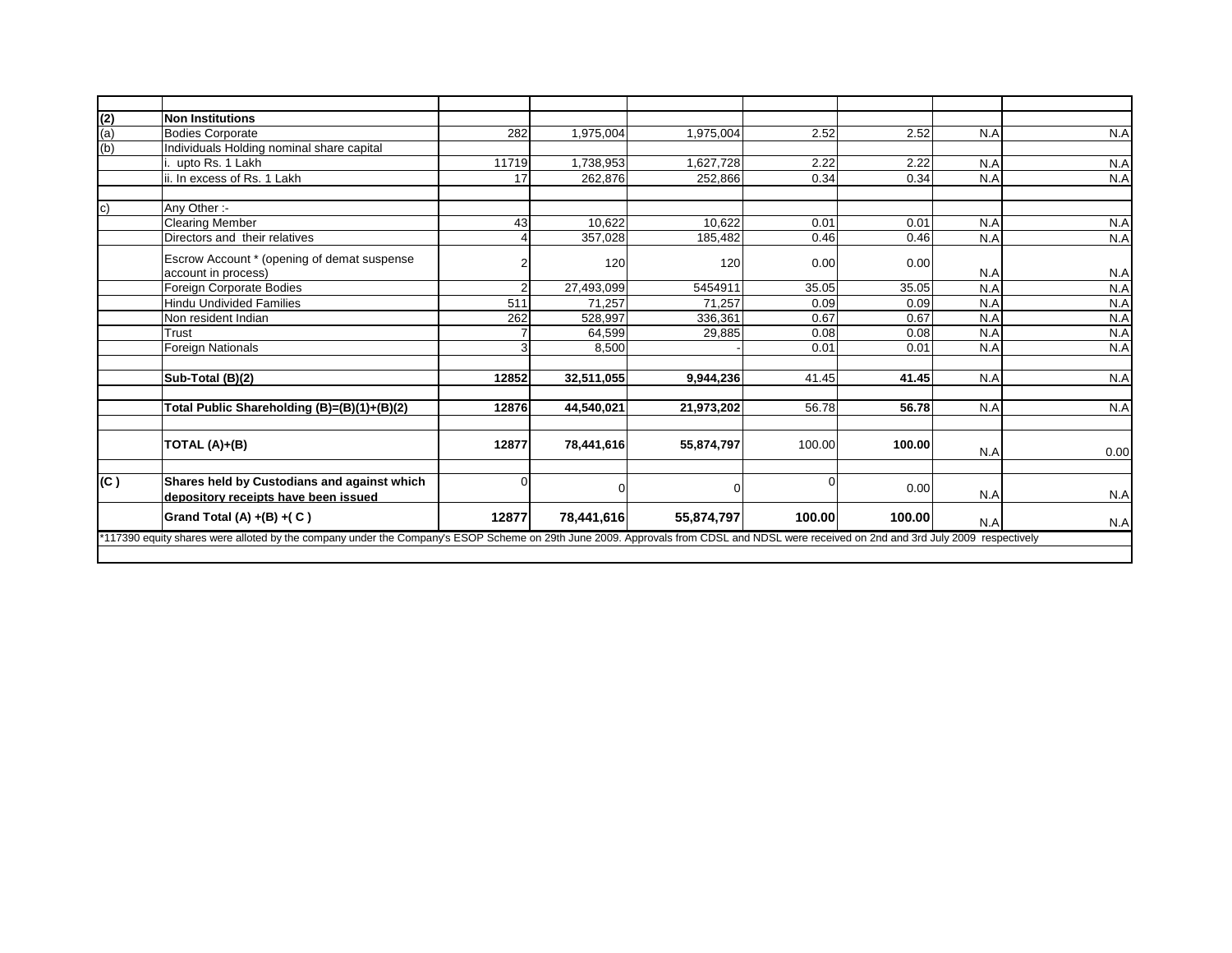| | | | | | | | | |
|---|---|---|---|---|---|---|---|---|
| **(2)** | **Non Institutions** | | | | | | | |
| (a) | Bodies Corporate | 282 | 1,975,004 | 1,975,004 | 2.52 | 2.52 | N.A | N.A |
| (b) | Individuals Holding nominal share capital | | | | | | | |
| | i. upto Rs. 1 Lakh | 11719 | 1,738,953 | 1,627,728 | 2.22 | 2.22 | N.A | N.A |
| | ii. In excess of Rs. 1 Lakh | 17 | 262,876 | 252,866 | 0.34 | 0.34 | N.A | N.A |
| | | | | | | | | |
| c) | Any Other :- | | | | | | | |
| | Clearing Member | 43 | 10,622 | 10,622 | 0.01 | 0.01 | N.A | N.A |
| | Directors and their relatives | 4 | 357,028 | 185,482 | 0.46 | 0.46 | N.A | N.A |
| | Escrow Account * (opening of demat suspense account in process) | 2 | 120 | 120 | 0.00 | 0.00 | N.A | N.A |
| | Foreign Corporate Bodies | 2 | 27,493,099 | 5454911 | 35.05 | 35.05 | N.A | N.A |
| | Hindu Undivided Families | 511 | 71,257 | 71,257 | 0.09 | 0.09 | N.A | N.A |
| | Non resident Indian | 262 | 528,997 | 336,361 | 0.67 | 0.67 | N.A | N.A |
| | Trust | 7 | 64,599 | 29,885 | 0.08 | 0.08 | N.A | N.A |
| | Foreign Nationals | 3 | 8,500 | - | 0.01 | 0.01 | N.A | N.A |
| | | | | | | | | |
| | **Sub-Total (B)(2)** | **12852** | **32,511,055** | **9,944,236** | 41.45 | **41.45** | N.A | N.A |
| | | | | | | | | |
| | **Total Public Shareholding (B)=(B)(1)+(B)(2)** | **12876** | **44,540,021** | **21,973,202** | 56.78 | **56.78** | N.A | N.A |
| | | | | | | | | |
| | **TOTAL (A)+(B)** | **12877** | **78,441,616** | **55,874,797** | 100.00 | **100.00** | N.A | 0.00 |
| | | | | | | | | |
| **(C )** | **Shares held by Custodians and against which depository receipts have been issued** | 0 | 0 | 0 | 0 | 0.00 | N.A | N.A |
| | **Grand Total (A) +(B) +( C )** | **12877** | **78,441,616** | **55,874,797** | **100.00** | **100.00** | N.A | N.A |

*117390 equity shares were alloted by the company under the Company's ESOP Scheme on 29th June 2009. Approvals from CDSL and NDSL were received on 2nd and 3rd July 2009 respectively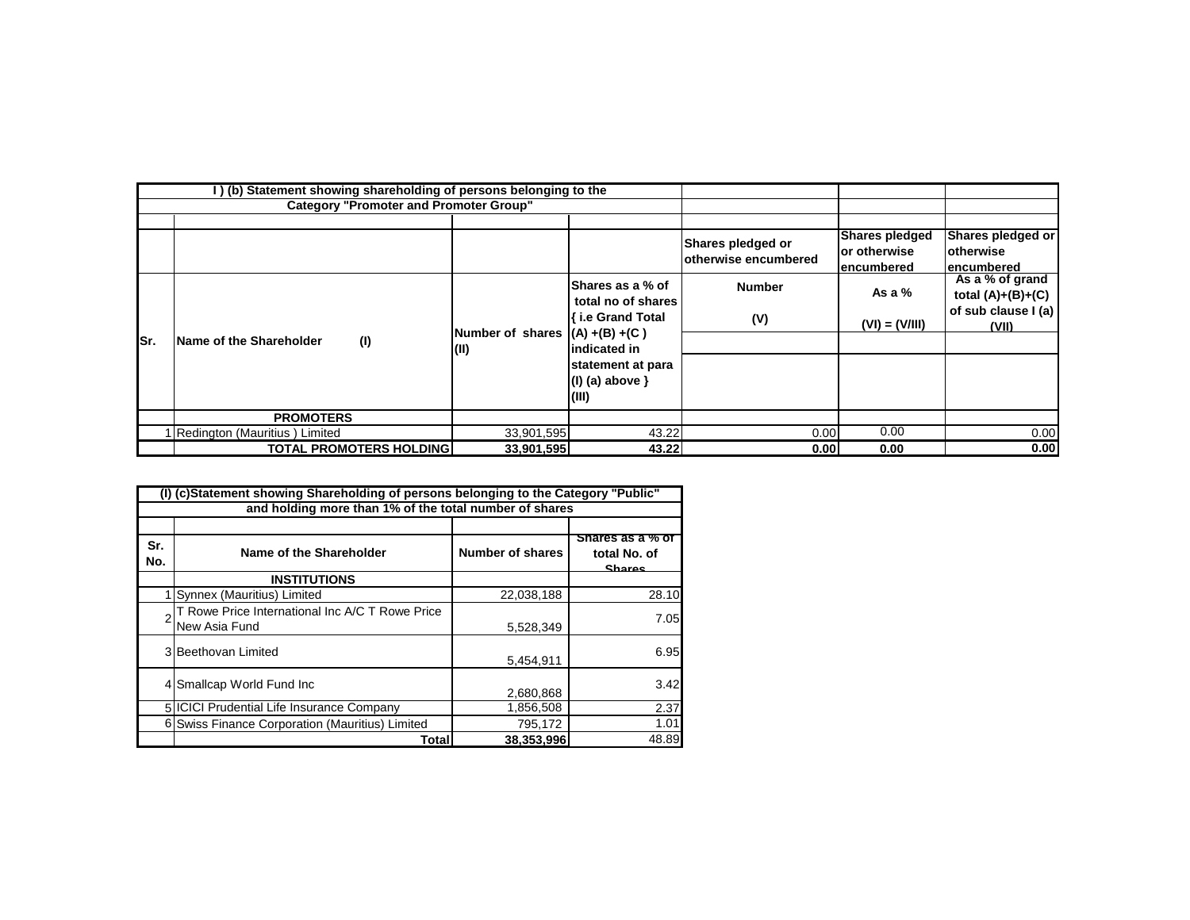| I ) (b) Statement showing shareholding of persons belonging to the Category "Promoter and Promoter Group" | | | | | | |
|---|---|---|---|---|---|---|
| | | | | Shares pledged or otherwise encumbered | Shares pledged or otherwise encumbered | Shares pledged or otherwise encumbered |
| Sr. | Name of the Shareholder (I) | Number of shares (II) | Shares as a % of total no of shares { i.e Grand Total (A) +(B) +(C ) indicated in statement at para (I) (a) above } (III) | Number (V) | As a % (VI) = (V/III) | As a % of grand total (A)+(B)+(C) of sub clause I (a) (VII) |
| | **PROMOTERS** | | | | | |
| 1 | Redington (Mauritius ) Limited | 33,901,595 | 43.22 | 0.00 | 0.00 | 0.00 |
| | **TOTAL PROMOTERS HOLDING** | **33,901,595** | **43.22** | **0.00** | **0.00** | **0.00** |

| (I) (c)Statement showing Shareholding of persons belonging to the Category "Public" and holding more than 1% of the total number of shares | | | |
|---|---|---|---|
| Sr. No. | Name of the Shareholder | Number of shares | Shares as a % of total No. of Shares |
| | **INSTITUTIONS** | | |
| 1 | Synnex (Mauritius) Limited | 22,038,188 | 28.10 |
| 2 | T Rowe Price International Inc A/C T Rowe Price New Asia Fund | 5,528,349 | 7.05 |
| 3 | Beethovan Limited | 5,454,911 | 6.95 |
| 4 | Smallcap World Fund Inc | 2,680,868 | 3.42 |
| 5 | ICICI Prudential Life Insurance Company | 1,856,508 | 2.37 |
| 6 | Swiss Finance Corporation (Mauritius) Limited | 795,172 | 1.01 |
| | **Total** | **38,353,996** | 48.89 |